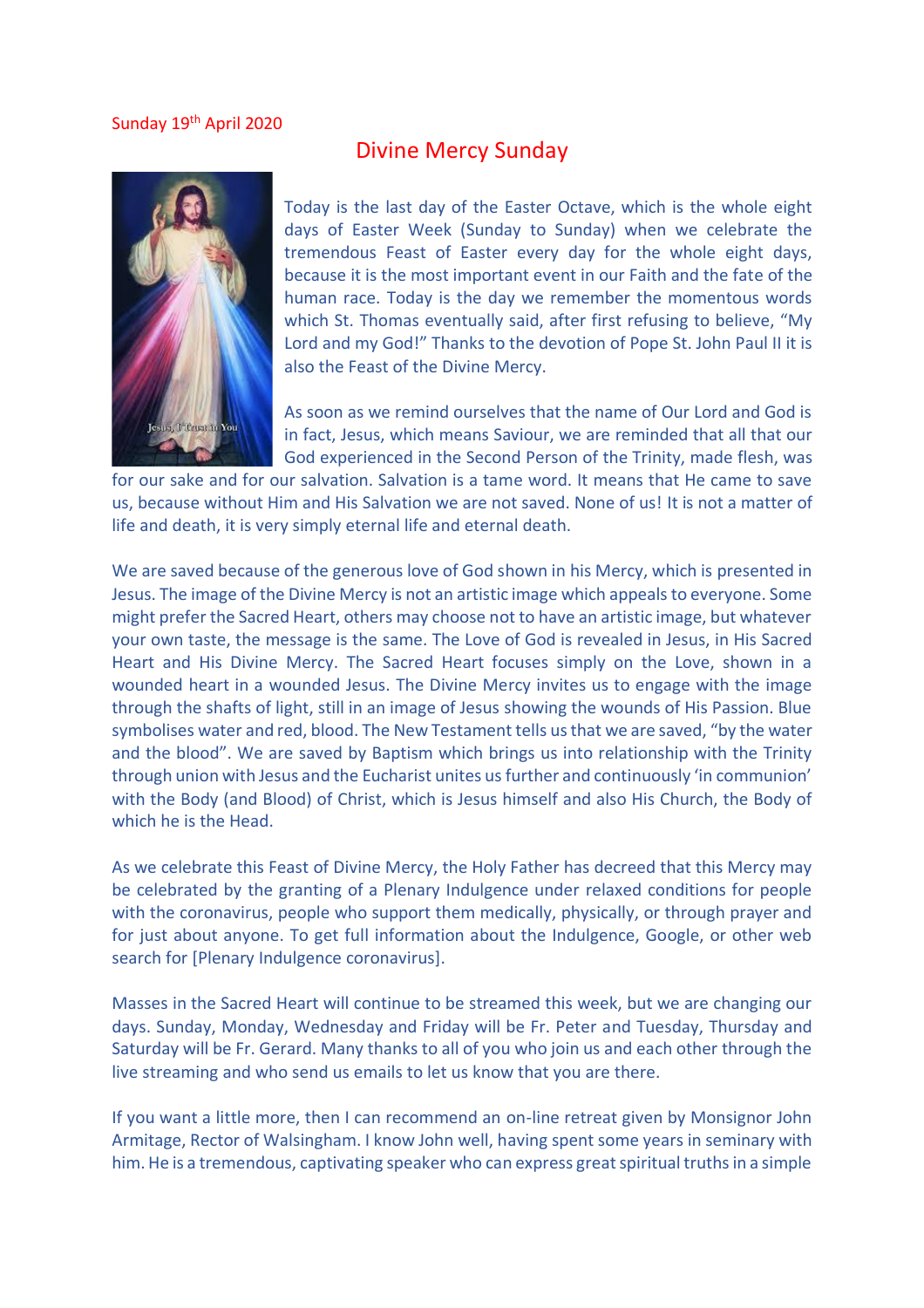Sunday 19th April 2020

# Divine Mercy Sunday

Today is the last day of the Easter Octave, which is the whole eight days of Easter Week (Sunday to Sunday) when we celebrate the tremendous Feast of Easter every day for the whole eight days, because it is the most important event in our Faith and the fate of the human race. Today is the day we remember the momentous words which St. Thomas eventually said, after first refusing to believe, "My Lord and my God!" Thanks to the devotion of Pope St. John Paul II it is also the Feast of the Divine Mercy.

As soon as we remind ourselves that the name of Our Lord and God is in fact, Jesus, which means Saviour, we are reminded that all that our God experienced in the Second Person of the Trinity, made flesh, was for our sake and for our salvation. Salvation is a tame word. It means that He came to save us, because without Him and His Salvation we are not saved. None of us! It is not a matter of life and death, it is very simply eternal life and eternal death.

We are saved because of the generous love of God shown in his Mercy, which is presented in Jesus. The image of the Divine Mercy is not an artistic image which appeals to everyone. Some might prefer the Sacred Heart, others may choose not to have an artistic image, but whatever your own taste, the message is the same. The Love of God is revealed in Jesus, in His Sacred Heart and His Divine Mercy. The Sacred Heart focuses simply on the Love, shown in a wounded heart in a wounded Jesus. The Divine Mercy invites us to engage with the image through the shafts of light, still in an image of Jesus showing the wounds of His Passion. Blue symbolises water and red, blood. The New Testament tells us that we are saved, "by the water and the blood". We are saved by Baptism which brings us into relationship with the Trinity through union with Jesus and the Eucharist unites us further and continuously 'in communion' with the Body (and Blood) of Christ, which is Jesus himself and also His Church, the Body of which he is the Head.

As we celebrate this Feast of Divine Mercy, the Holy Father has decreed that this Mercy may be celebrated by the granting of a Plenary Indulgence under relaxed conditions for people with the coronavirus, people who support them medically, physically, or through prayer and for just about anyone. To get full information about the Indulgence, Google, or other web search for [Plenary Indulgence coronavirus].

Masses in the Sacred Heart will continue to be streamed this week, but we are changing our days. Sunday, Monday, Wednesday and Friday will be Fr. Peter and Tuesday, Thursday and Saturday will be Fr. Gerard. Many thanks to all of you who join us and each other through the live streaming and who send us emails to let us know that you are there.

If you want a little more, then I can recommend an on-line retreat given by Monsignor John Armitage, Rector of Walsingham. I know John well, having spent some years in seminary with him. He is a tremendous, captivating speaker who can express great spiritual truths in a simple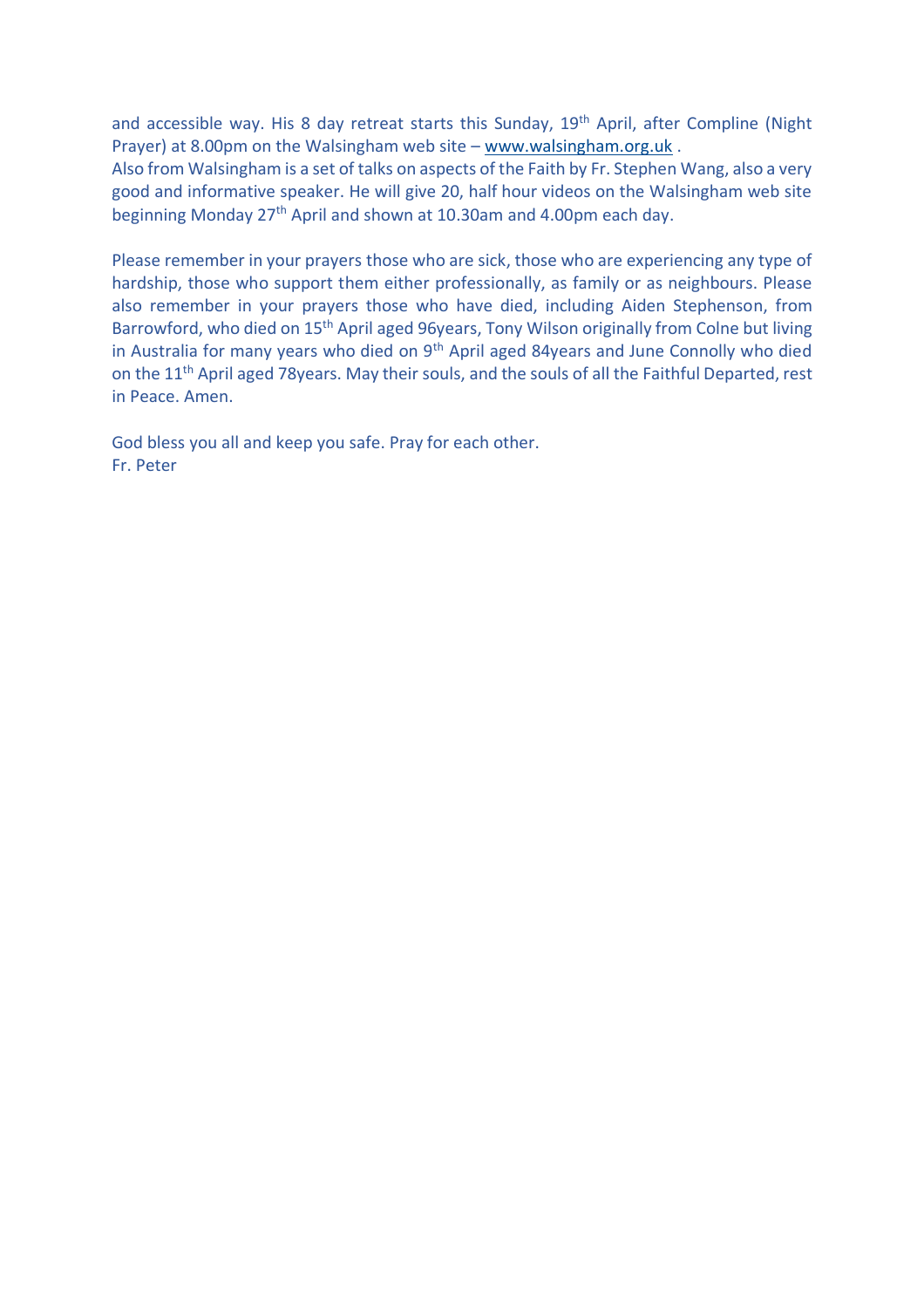and accessible way. His 8 day retreat starts this Sunday, 19th April, after Compline (Night Prayer) at 8.00pm on the Walsingham web site – www.walsingham.org.uk .
Also from Walsingham is a set of talks on aspects of the Faith by Fr. Stephen Wang, also a very good and informative speaker. He will give 20, half hour videos on the Walsingham web site beginning Monday 27th April and shown at 10.30am and 4.00pm each day.

Please remember in your prayers those who are sick, those who are experiencing any type of hardship, those who support them either professionally, as family or as neighbours. Please also remember in your prayers those who have died, including Aiden Stephenson, from Barrowford, who died on 15th April aged 96years, Tony Wilson originally from Colne but living in Australia for many years who died on 9th April aged 84years and June Connolly who died on the 11th April aged 78years. May their souls, and the souls of all the Faithful Departed, rest in Peace. Amen.

God bless you all and keep you safe. Pray for each other.
Fr. Peter